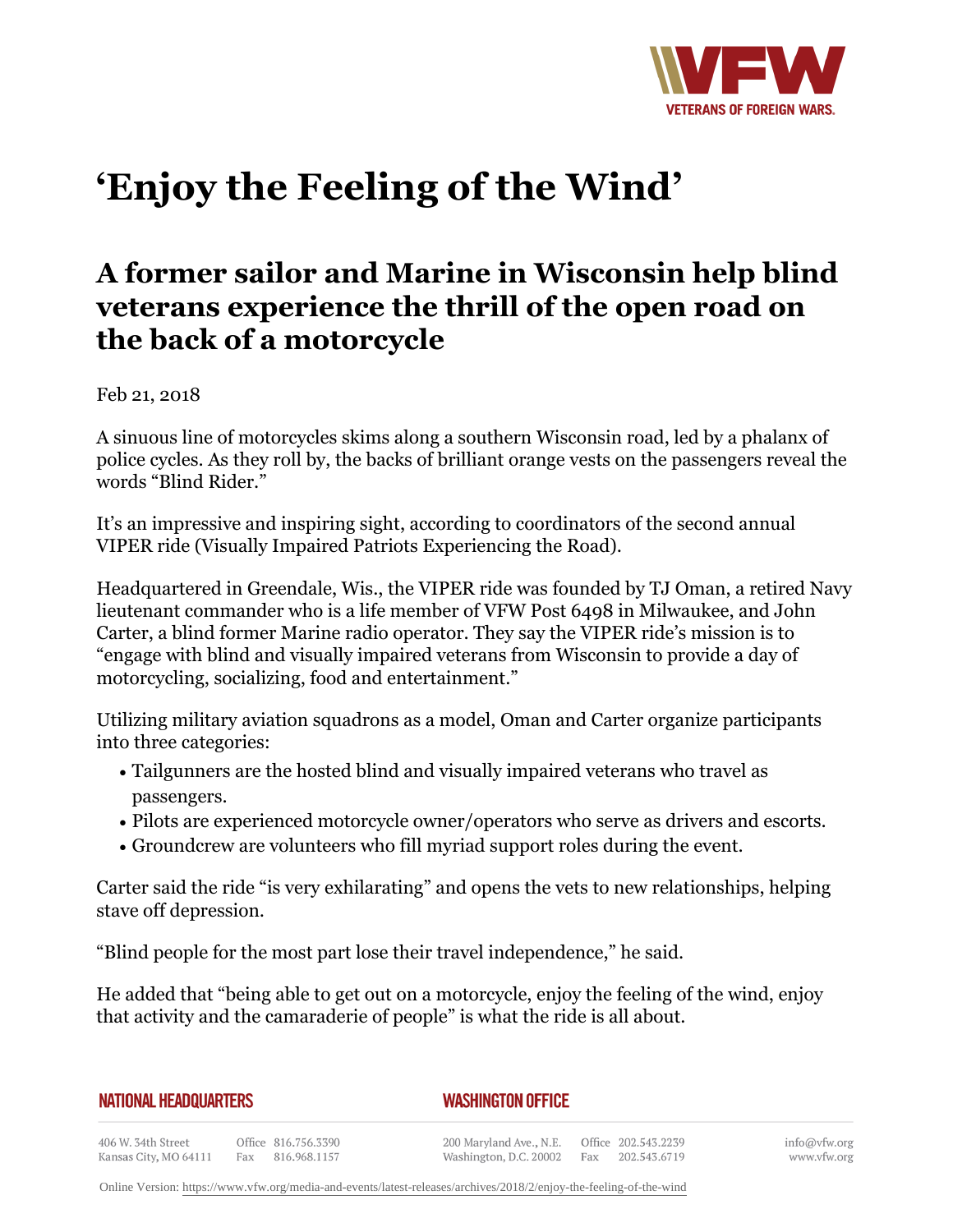# 'Enjoy the Feeling of the Wind'

## A former sailor and Marine in Wisconsin help blind veterans experience the thrill of the open road on the back of a motorcycle

Feb 21, 2018

A sinuous line of motorcycles skims along a southern Wisconsin road, led by a phalanx of police cycles. As they roll by, the backs of brilliant orange vests on the passengers reveal the words "Blind Rider."

It's an impressive and inspiring sight, according to coordinators of the second annual VIPER ride (Visually Impaired Patriots Experiencing the Road).

Headquartered in Greendale, Wis., the VIPER ride was founded by TJ Oman, a retired Navy lieutenant commander who is a life member of VFW Post 6498 in Milwaukee, and John Carter, a blind former Marine radio operator. They say the VIPER ride's mission is to "engage with blind and visually impaired veterans from Wisconsin to provide a day of motorcycling, socializing, food and entertainment."

Utilizing military aviation squadrons as a model, Oman and Carter organize participants into three categories:

- Tailgunners are the hosted blind and visually impaired veterans who travel as passengers.
- Pilots are experienced motorcycle owner/operators who serve as drivers and escorts.
- Groundcrew are volunteers who fill myriad support roles during the event.

Carter said the ride "is very exhilarating" and opens the vets to new relationships, helping stave off depression.

"Blind people for the most part lose their travel independence," he said.

He added that "being able to get out on a motorcycle, enjoy the feeling of the wind, enjoy that activity and the camaraderie of people" is what the ride is all about.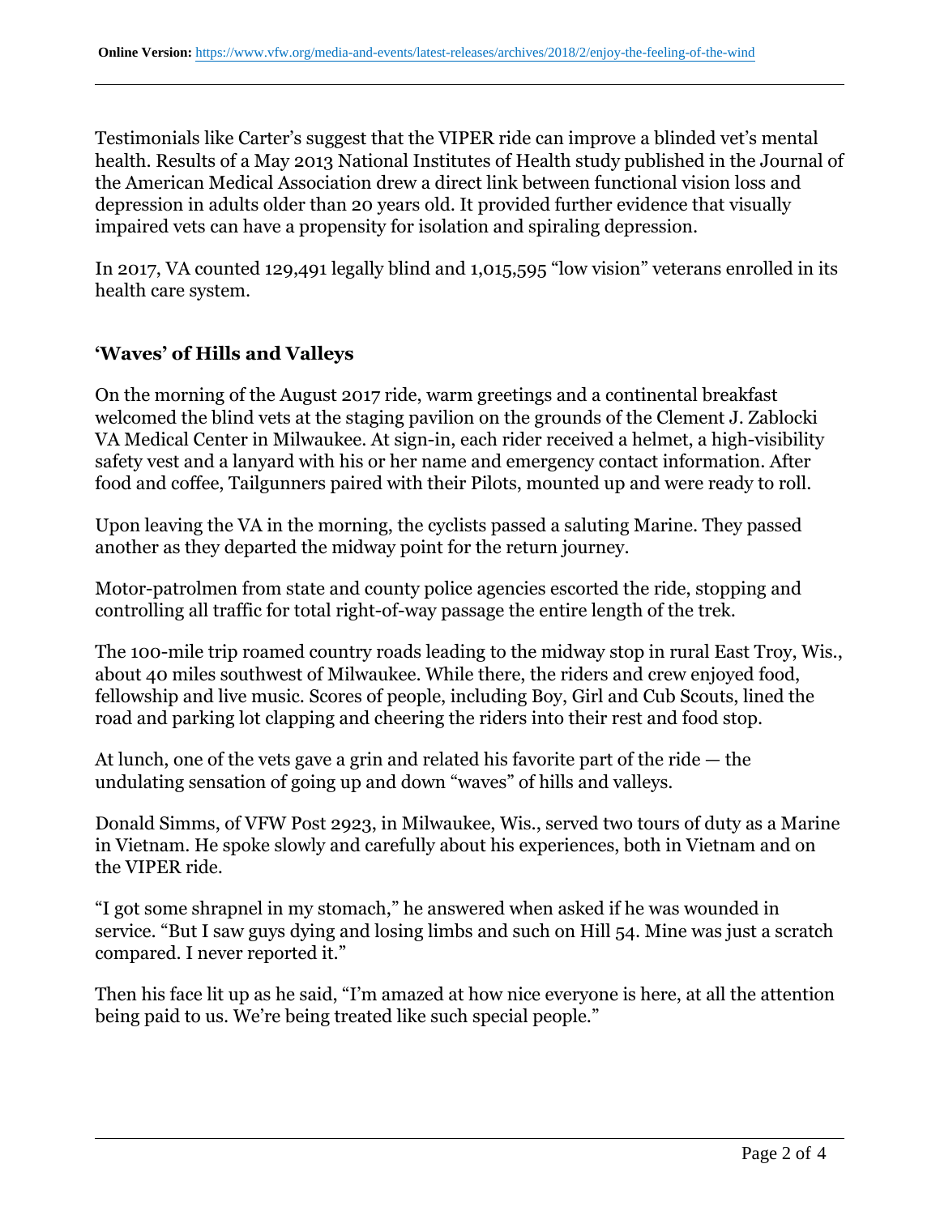Testimonials like Carter's suggest that the VIPER ride can improve a blinded vet's mental health. Results of a May 2013 National Institutes of Health study published in the Journal of the American Medical Association drew a direct link between functional vision loss and depression in adults older than 20 years old. It provided further evidence that visually impaired vets can have a propensity for isolation and spiraling depression.

In 2017, VA counted 129,491 legally blind and 1,015,595 "low vision" veterans enrolled in its health care system.

### 'Waves' of Hills and Valleys

On the morning of the August 2017 ride, warm greetings and a continental breakfast welcomed the blind vets at the staging pavilion on the grounds of the Clement J. Zablocki VA Medical Center in Milwaukee. At sign-in, each rider received a helmet, a high-visibility safety vest and a lanyard with his or her name and emergency contact information. After food and coffee, Tailgunners paired with their Pilots, mounted up and were ready to roll.

Upon leaving the VA in the morning, the cyclists passed a saluting Marine. They passed another as they departed the midway point for the return journey.

Motor-patrolmen from state and county police agencies escorted the ride, stopping and controlling all traffic for total right-of-way passage the entire length of the trek.

The 100-mile trip roamed country roads leading to the midway stop in rural East Troy, Wis., about 40 miles southwest of Milwaukee. While there, the riders and crew enjoyed food, fellowship and live music. Scores of people, including Boy, Girl and Cub Scouts, lined the road and parking lot clapping and cheering the riders into their rest and food stop.

At lunch, one of the vets gave a grin and related his favorite part of the ride — the undulating sensation of going up and down "waves" of hills and valleys.

Donald Simms, of VFW Post 2923, in Milwaukee, Wis., served two tours of duty as a Marine in Vietnam. He spoke slowly and carefully about his experiences, both in Vietnam and on the VIPER ride.

"I got some shrapnel in my stomach," he answered when asked if he was wounded in service. "But I saw guys dying and losing limbs and such on Hill 54. Mine was just a scratch compared. I never reported it."

Then his face lit up as he said, "I'm amazed at how nice everyone is here, at all the attention being paid to us. We're being treated like such special people."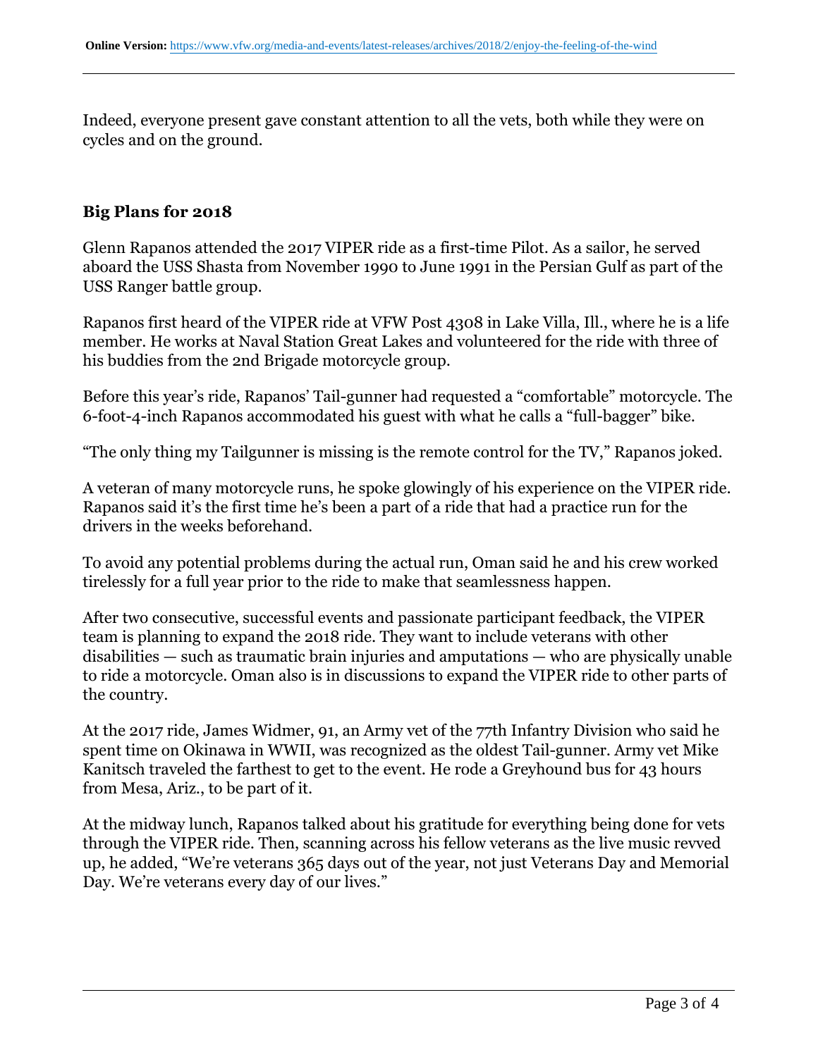Indeed, everyone present gave constant attention to all the vets, both while they were on cycles and on the ground.

### Big Plans for 2018

Glenn Rapanos attended the 2017 VIPER ride as a first-time Pilot. As a sailor, he served aboard the USS Shasta from November 1990 to June 1991 in the Persian Gulf as part of the USS Ranger battle group.

Rapanos first heard of the VIPER ride at VFW Post 4308 in Lake Villa, Ill., where he is a life member. He works at Naval Station Great Lakes and volunteered for the ride with three of his buddies from the 2nd Brigade motorcycle group.

Before this year’s ride, Rapanos’ Tail-gunner had requested a “comfortable” motorcycle. The 6-foot-4-inch Rapanos accommodated his guest with what he calls a “full-bagger” bike.

“The only thing my Tailgunner is missing is the remote control for the TV,” Rapanos joked.

A veteran of many motorcycle runs, he spoke glowingly of his experience on the VIPER ride. Rapanos said it’s the first time he’s been a part of a ride that had a practice run for the drivers in the weeks beforehand.

To avoid any potential problems during the actual run, Oman said he and his crew worked tirelessly for a full year prior to the ride to make that seamlessness happen.

After two consecutive, successful events and passionate participant feedback, the VIPER team is planning to expand the 2018 ride. They want to include veterans with other disabilities — such as traumatic brain injuries and amputations — who are physically unable to ride a motorcycle. Oman also is in discussions to expand the VIPER ride to other parts of the country.

At the 2017 ride, James Widmer, 91, an Army vet of the 77th Infantry Division who said he spent time on Okinawa in WWII, was recognized as the oldest Tail-gunner. Army vet Mike Kanitsch traveled the farthest to get to the event. He rode a Greyhound bus for 43 hours from Mesa, Ariz., to be part of it.

At the midway lunch, Rapanos talked about his gratitude for everything being done for vets through the VIPER ride. Then, scanning across his fellow veterans as the live music revved up, he added, “We’re veterans 365 days out of the year, not just Veterans Day and Memorial Day. We’re veterans every day of our lives.”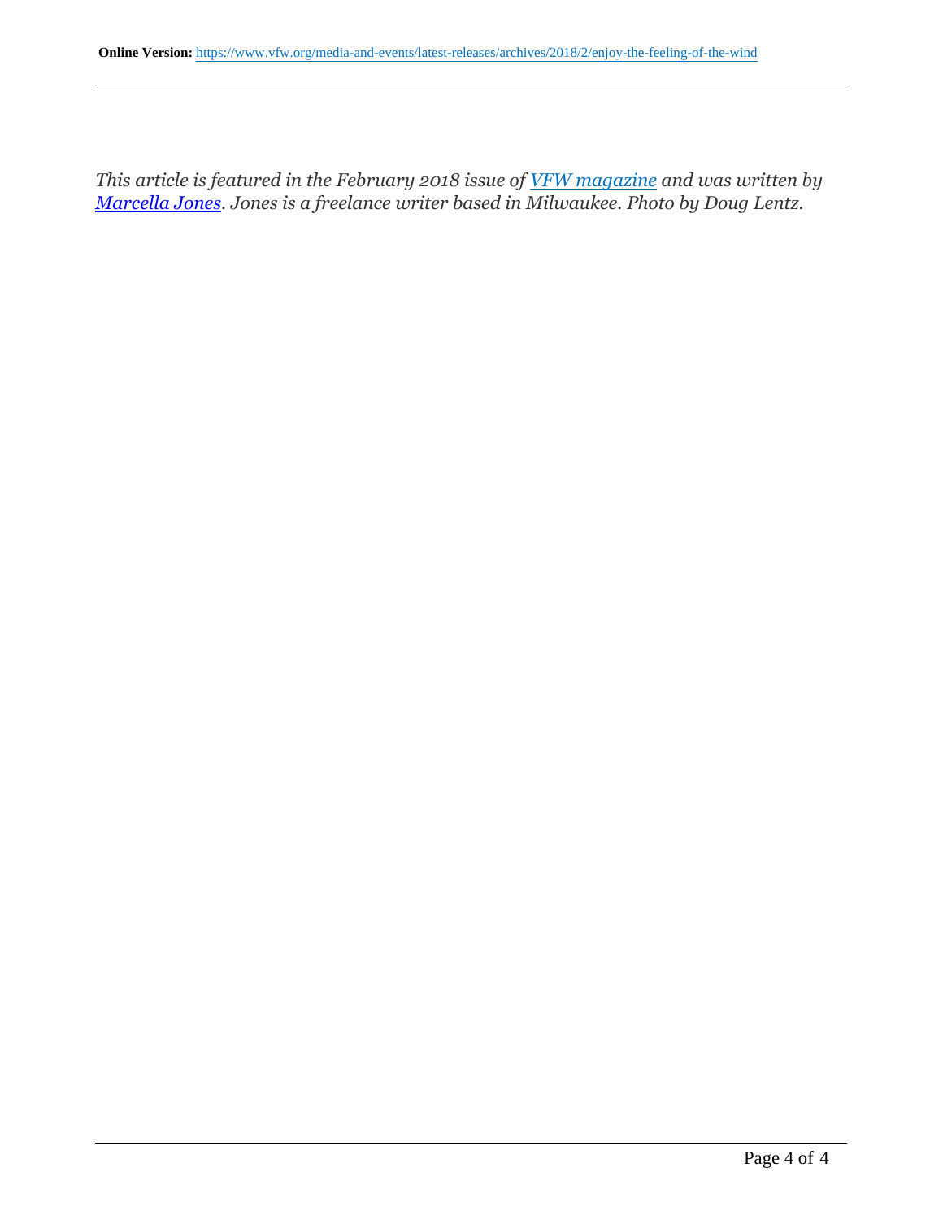*This article is featured in the February 2018 issue of [VFW magazine](https://www.vfw.org) and was written by [Marcella Jones](https://www.vfw.org). Jones is a freelance writer based in Milwaukee. Photo by Doug Lentz.*